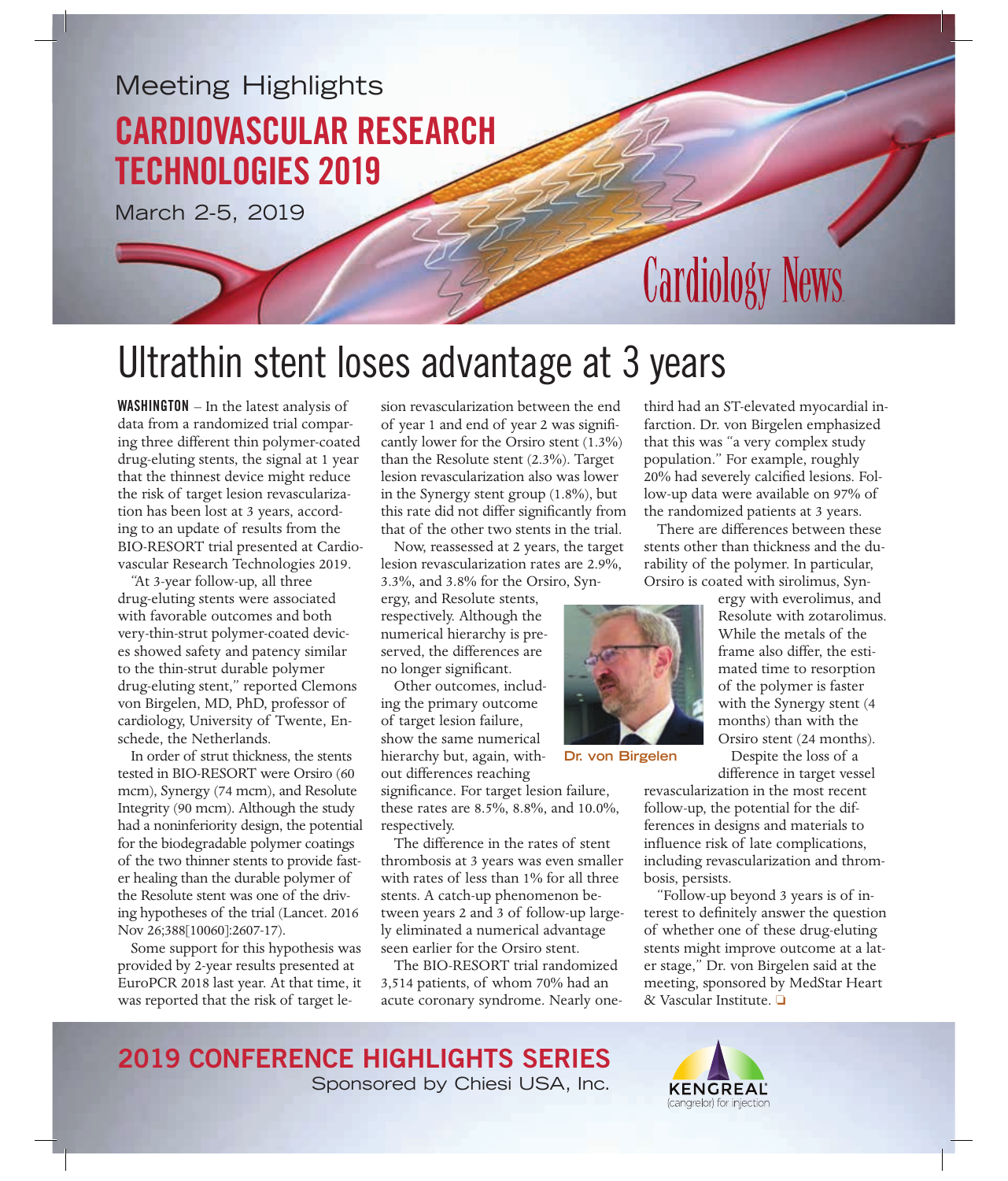Meeting Highlights

# CARDIOVASCULAR RESEARCH TECHNOLOGIES 2019

March 2-5, 2019

Cardiology News

## Ultrathin stent loses advantage at 3 years

**WASHINGTON** – In the latest analysis of data from a randomized trial comparing three different thin polymer-coated drug-eluting stents, the signal at 1 year that the thinnest device might reduce the risk of target lesion revascularization has been lost at 3 years, according to an update of results from the BIO-RESORT trial presented at Cardiovascular Research Technologies 2019.

"At 3-year follow-up, all three drug-eluting stents were associated with favorable outcomes and both very-thin-strut polymer-coated devices showed safety and patency similar to the thin-strut durable polymer drug-eluting stent," reported Clemons von Birgelen, MD, PhD, professor of cardiology, University of Twente, Enschede, the Netherlands.

In order of strut thickness, the stents tested in BIO-RESORT were Orsiro (60 mcm), Synergy (74 mcm), and Resolute Integrity (90 mcm). Although the study had a noninferiority design, the potential for the biodegradable polymer coatings of the two thinner stents to provide faster healing than the durable polymer of the Resolute stent was one of the driving hypotheses of the trial (Lancet. 2016 Nov 26;388[10060]:2607-17).

Some support for this hypothesis was provided by 2-year results presented at EuroPCR 2018 last year. At that time, it was reported that the risk of target lesion revascularization between the end of year 1 and end of year 2 was significantly lower for the Orsiro stent (1.3%) than the Resolute stent (2.3%). Target lesion revascularization also was lower in the Synergy stent group (1.8%), but this rate did not differ significantly from that of the other two stents in the trial.

Now, reassessed at 2 years, the target lesion revascularization rates are 2.9%, 3.3%, and 3.8% for the Orsiro, Synergy, and Resolute stents, respectively. Although the numerical hierarchy is preserved, the differences are no longer significant.

Other outcomes, including the primary outcome of target lesion failure, show the same numerical hierarchy but, again, without differences reaching significance. For target lesion failure, these rates are 8.5%, 8.8%, and 10.0%, respectively.

The difference in the rates of stent thrombosis at 3 years was even smaller with rates of less than 1% for all three stents. A catch-up phenomenon between years 2 and 3 of follow-up largely eliminated a numerical advantage seen earlier for the Orsiro stent.

The BIO-RESORT trial randomized 3,514 patients, of whom 70% had an acute coronary syndrome. Nearly one-third had an ST-elevated myocardial infarction. Dr. von Birgelen emphasized that this was "a very complex study population." For example, roughly 20% had severely calcified lesions. Follow-up data were available on 97% of the randomized patients at 3 years.

There are differences between these stents other than thickness and the durability of the polymer. In particular, Orsiro is coated with sirolimus, Synergy with everolimus, and Resolute with zotarolimus. While the metals of the frame also differ, the estimated time to resorption of the polymer is faster with the Synergy stent (4 months) than with the Orsiro stent (24 months).

Dr. von Birgelen

Despite the loss of a difference in target vessel revascularization in the most recent follow-up, the potential for the differences in designs and materials to influence risk of late complications, including revascularization and thrombosis, persists.

"Follow-up beyond 3 years is of interest to definitely answer the question of whether one of these drug-eluting stents might improve outcome at a later stage," Dr. von Birgelen said at the meeting, sponsored by MedStar Heart & Vascular Institute. ❑

**2019 CONFERENCE HIGHLIGHTS SERIES**

Sponsored by Chiesi USA, Inc.

KENGREAL (cangrelor) for injection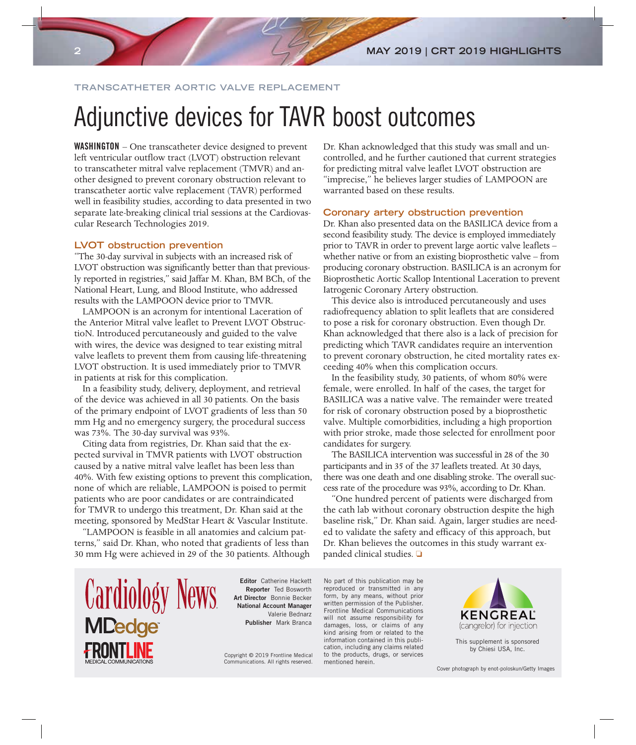TRANSCATHETER AORTIC VALVE REPLACEMENT

# Adjunctive devices for TAVR boost outcomes

**WASHINGTON** – One transcatheter device designed to prevent left ventricular outflow tract (LVOT) obstruction relevant to transcatheter mitral valve replacement (TMVR) and another designed to prevent coronary obstruction relevant to transcatheter aortic valve replacement (TAVR) performed well in feasibility studies, according to data presented in two separate late-breaking clinical trial sessions at the Cardiovascular Research Technologies 2019.

## LVOT obstruction prevention

"The 30-day survival in subjects with an increased risk of LVOT obstruction was significantly better than that previously reported in registries," said Jaffar M. Khan, BM BCh, of the National Heart, Lung, and Blood Institute, who addressed results with the LAMPOON device prior to TMVR.

LAMPOON is an acronym for intentional Laceration of the Anterior Mitral valve leaflet to Prevent LVOT ObstructioN. Introduced percutaneously and guided to the valve with wires, the device was designed to tear existing mitral valve leaflets to prevent them from causing life-threatening LVOT obstruction. It is used immediately prior to TMVR in patients at risk for this complication.

In a feasibility study, delivery, deployment, and retrieval of the device was achieved in all 30 patients. On the basis of the primary endpoint of LVOT gradients of less than 50 mm Hg and no emergency surgery, the procedural success was 73%. The 30-day survival was 93%.

Citing data from registries, Dr. Khan said that the expected survival in TMVR patients with LVOT obstruction caused by a native mitral valve leaflet has been less than 40%. With few existing options to prevent this complication, none of which are reliable, LAMPOON is poised to permit patients who are poor candidates or are contraindicated for TMVR to undergo this treatment, Dr. Khan said at the meeting, sponsored by MedStar Heart & Vascular Institute.

"LAMPOON is feasible in all anatomies and calcium patterns," said Dr. Khan, who noted that gradients of less than 30 mm Hg were achieved in 29 of the 30 patients. Although Dr. Khan acknowledged that this study was small and uncontrolled, and he further cautioned that current strategies for predicting mitral valve leaflet LVOT obstruction are "imprecise," he believes larger studies of LAMPOON are warranted based on these results.

## Coronary artery obstruction prevention

Dr. Khan also presented data on the BASILICA device from a second feasibility study. The device is employed immediately prior to TAVR in order to prevent large aortic valve leaflets – whether native or from an existing bioprosthetic valve – from producing coronary obstruction. BASILICA is an acronym for Bioprosthetic Aortic Scallop Intentional Laceration to prevent Iatrogenic Coronary Artery obstruction.

This device also is introduced percutaneously and uses radiofrequency ablation to split leaflets that are considered to pose a risk for coronary obstruction. Even though Dr. Khan acknowledged that there also is a lack of precision for predicting which TAVR candidates require an intervention to prevent coronary obstruction, he cited mortality rates exceeding 40% when this complication occurs.

In the feasibility study, 30 patients, of whom 80% were female, were enrolled. In half of the cases, the target for BASILICA was a native valve. The remainder were treated for risk of coronary obstruction posed by a bioprosthetic valve. Multiple comorbidities, including a high proportion with prior stroke, made those selected for enrollment poor candidates for surgery.

The BASILICA intervention was successful in 28 of the 30 participants and in 35 of the 37 leaflets treated. At 30 days, there was one death and one disabling stroke. The overall success rate of the procedure was 93%, according to Dr. Khan.

"One hundred percent of patients were discharged from the cath lab without coronary obstruction despite the high baseline risk," Dr. Khan said. Again, larger studies are needed to validate the safety and efficacy of this approach, but Dr. Khan believes the outcomes in this study warrant expanded clinical studies. ❑

---

Cardiology News
MDedge
FRONTLINE MEDICAL COMMUNICATIONS

**Editor** Catherine Hackett
**Reporter** Ted Bosworth
**Art Director** Bonnie Becker
**National Account Manager** Valerie Bednarz
**Publisher** Mark Branca

Copyright © 2019 Frontline Medical Communications. All rights reserved.

No part of this publication may be reproduced or transmitted in any form, by any means, without prior written permission of the Publisher. Frontline Medical Communications will not assume responsibility for damages, loss, or claims of any kind arising from or related to the information contained in this publication, including any claims related to the products, drugs, or services mentioned herein.

KENGREAL (cangrelor) for injection

This supplement is sponsored by Chiesi USA, Inc.

Cover photograph by enot-poloskun/Getty Images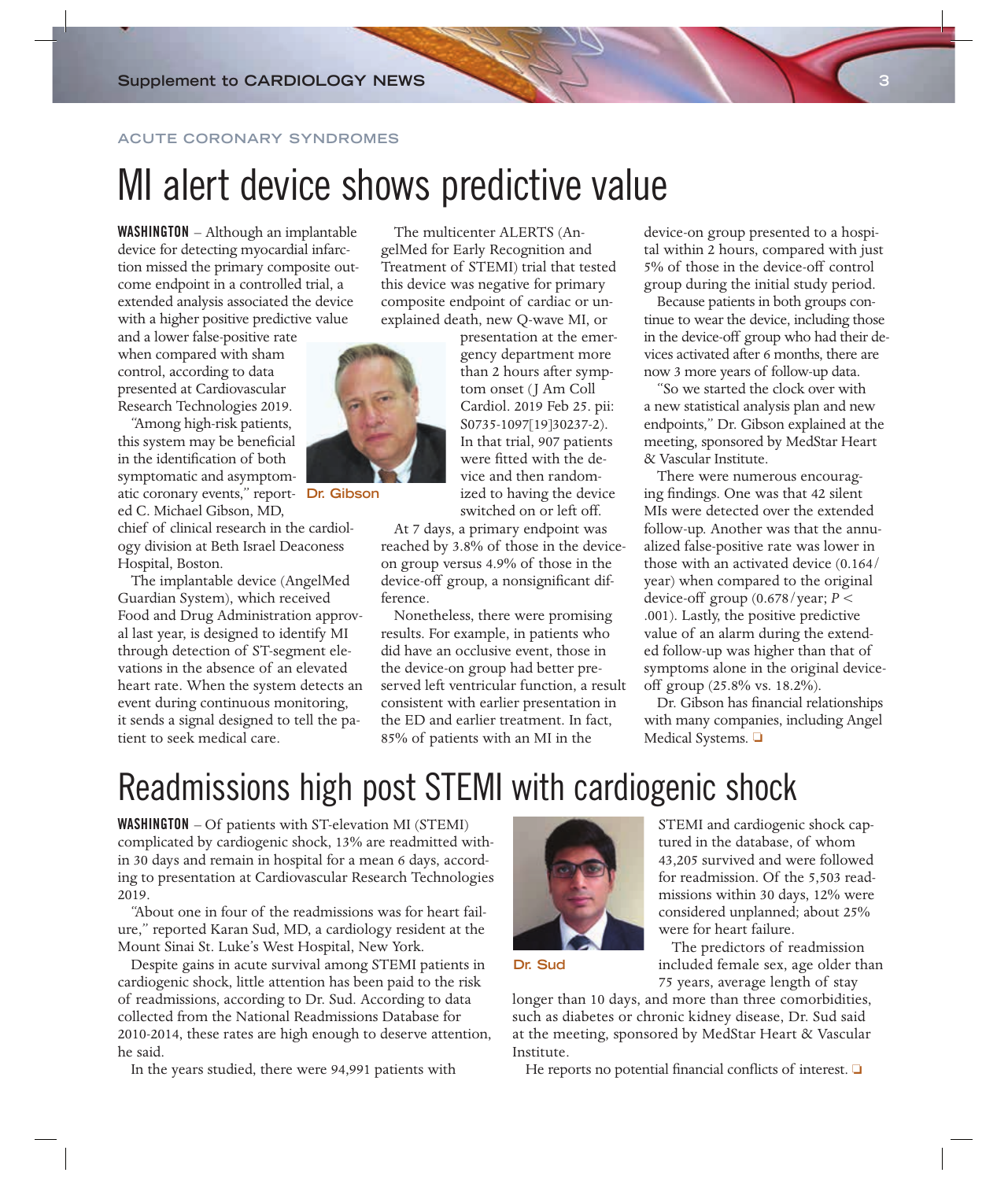ACUTE CORONARY SYNDROMES

# MI alert device shows predictive value

**WASHINGTON** – Although an implantable device for detecting myocardial infarction missed the primary composite outcome endpoint in a controlled trial, a extended analysis associated the device with a higher positive predictive value and a lower false-positive rate when compared with sham control, according to data presented at Cardiovascular Research Technologies 2019.

"Among high-risk patients, this system may be beneficial in the identification of both symptomatic and asymptomatic coronary events," reported C. Michael Gibson, MD, chief of clinical research in the cardiology division at Beth Israel Deaconess Hospital, Boston.

Dr. Gibson

The implantable device (AngelMed Guardian System), which received Food and Drug Administration approval last year, is designed to identify MI through detection of ST-segment elevations in the absence of an elevated heart rate. When the system detects an event during continuous monitoring, it sends a signal designed to tell the patient to seek medical care.

The multicenter ALERTS (AngelMed for Early Recognition and Treatment of STEMI) trial that tested this device was negative for primary composite endpoint of cardiac or unexplained death, new Q-wave MI, or presentation at the emergency department more than 2 hours after symptom onset (J Am Coll Cardiol. 2019 Feb 25. pii: S0735-1097[19]30237-2). In that trial, 907 patients were fitted with the device and then randomized to having the device switched on or left off.

At 7 days, a primary endpoint was reached by 3.8% of those in the device-on group versus 4.9% of those in the device-off group, a nonsignificant difference.

Nonetheless, there were promising results. For example, in patients who did have an occlusive event, those in the device-on group had better preserved left ventricular function, a result consistent with earlier presentation in the ED and earlier treatment. In fact, 85% of patients with an MI in the device-on group presented to a hospital within 2 hours, compared with just 5% of those in the device-off control group during the initial study period.

Because patients in both groups continue to wear the device, including those in the device-off group who had their devices activated after 6 months, there are now 3 more years of follow-up data.

"So we started the clock over with a new statistical analysis plan and new endpoints," Dr. Gibson explained at the meeting, sponsored by MedStar Heart & Vascular Institute.

There were numerous encouraging findings. One was that 42 silent MIs were detected over the extended follow-up. Another was that the annualized false-positive rate was lower in those with an activated device (0.164/year) when compared to the original device-off group (0.678/year; $P < .001$). Lastly, the positive predictive value of an alarm during the extended follow-up was higher than that of symptoms alone in the original device-off group (25.8% vs. 18.2%).

Dr. Gibson has financial relationships with many companies, including Angel Medical Systems. ❑

# Readmissions high post STEMI with cardiogenic shock

**WASHINGTON** – Of patients with ST-elevation MI (STEMI) complicated by cardiogenic shock, 13% are readmitted within 30 days and remain in hospital for a mean 6 days, according to presentation at Cardiovascular Research Technologies 2019.

"About one in four of the readmissions was for heart failure," reported Karan Sud, MD, a cardiology resident at the Mount Sinai St. Luke's West Hospital, New York.

Despite gains in acute survival among STEMI patients in cardiogenic shock, little attention has been paid to the risk of readmissions, according to Dr. Sud. According to data collected from the National Readmissions Database for 2010-2014, these rates are high enough to deserve attention, he said.

In the years studied, there were 94,991 patients with STEMI and cardiogenic shock captured in the database, of whom 43,205 survived and were followed for readmission. Of the 5,503 readmissions within 30 days, 12% were considered unplanned; about 25% were for heart failure.

Dr. Sud

The predictors of readmission included female sex, age older than 75 years, average length of stay longer than 10 days, and more than three comorbidities, such as diabetes or chronic kidney disease, Dr. Sud said at the meeting, sponsored by MedStar Heart & Vascular Institute.

He reports no potential financial conflicts of interest. ❑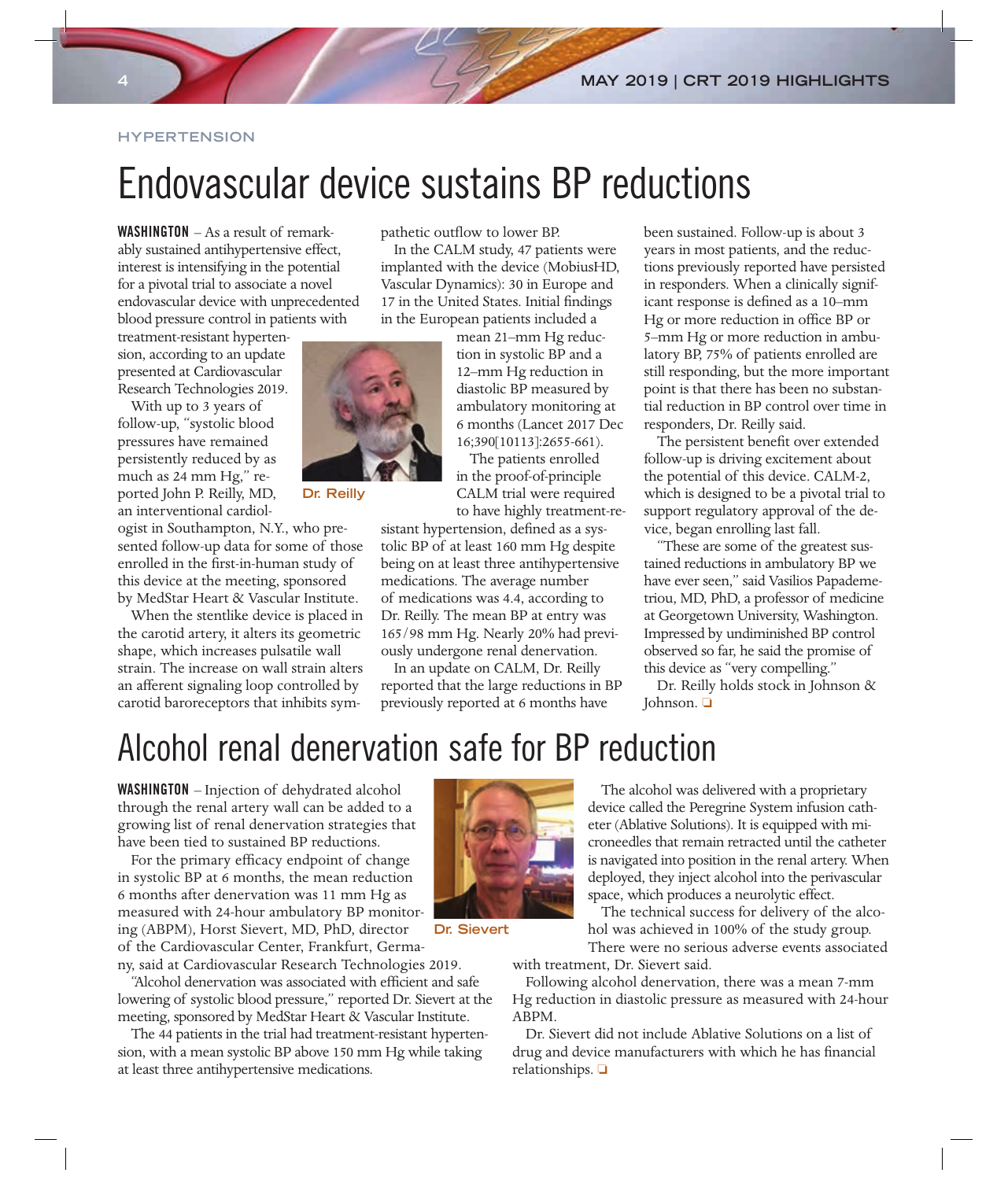HYPERTENSION

# Endovascular device sustains BP reductions

**WASHINGTON** – As a result of remarkably sustained antihypertensive effect, interest is intensifying in the potential for a pivotal trial to associate a novel endovascular device with unprecedented blood pressure control in patients with treatment-resistant hypertension, according to an update presented at Cardiovascular Research Technologies 2019.

With up to 3 years of follow-up, "systolic blood pressures have remained persistently reduced by as much as 24 mm Hg," reported John P. Reilly, MD, an interventional cardiologist in Southampton, N.Y., who presented follow-up data for some of those enrolled in the first-in-human study of this device at the meeting, sponsored by MedStar Heart & Vascular Institute.

Dr. Reilly

When the stentlike device is placed in the carotid artery, it alters its geometric shape, which increases pulsatile wall strain. The increase on wall strain alters an afferent signaling loop controlled by carotid baroreceptors that inhibits sympathetic outflow to lower BP.

In the CALM study, 47 patients were implanted with the device (MobiusHD, Vascular Dynamics): 30 in Europe and 17 in the United States. Initial findings in the European patients included a mean 21–mm Hg reduction in systolic BP and a 12–mm Hg reduction in diastolic BP measured by ambulatory monitoring at 6 months (Lancet 2017 Dec 16;390[10113]:2655-661).

The patients enrolled in the proof-of-principle CALM trial were required to have highly treatment-resistant hypertension, defined as a systolic BP of at least 160 mm Hg despite being on at least three antihypertensive medications. The average number of medications was 4.4, according to Dr. Reilly. The mean BP at entry was 165/98 mm Hg. Nearly 20% had previously undergone renal denervation.

In an update on CALM, Dr. Reilly reported that the large reductions in BP previously reported at 6 months have been sustained. Follow-up is about 3 years in most patients, and the reductions previously reported have persisted in responders. When a clinically significant response is defined as a 10–mm Hg or more reduction in office BP or 5–mm Hg or more reduction in ambulatory BP, 75% of patients enrolled are still responding, but the more important point is that there has been no substantial reduction in BP control over time in responders, Dr. Reilly said.

The persistent benefit over extended follow-up is driving excitement about the potential of this device. CALM-2, which is designed to be a pivotal trial to support regulatory approval of the device, began enrolling last fall.

"These are some of the greatest sustained reductions in ambulatory BP we have ever seen," said Vasilios Papademetriou, MD, PhD, a professor of medicine at Georgetown University, Washington. Impressed by undiminished BP control observed so far, he said the promise of this device as "very compelling."

Dr. Reilly holds stock in Johnson & Johnson. ❑

# Alcohol renal denervation safe for BP reduction

**WASHINGTON** – Injection of dehydrated alcohol through the renal artery wall can be added to a growing list of renal denervation strategies that have been tied to sustained BP reductions.

For the primary efficacy endpoint of change in systolic BP at 6 months, the mean reduction 6 months after denervation was 11 mm Hg as measured with 24-hour ambulatory BP monitoring (ABPM), Horst Sievert, MD, PhD, director of the Cardiovascular Center, Frankfurt, Germany, said at Cardiovascular Research Technologies 2019.

Dr. Sievert

"Alcohol denervation was associated with efficient and safe lowering of systolic blood pressure," reported Dr. Sievert at the meeting, sponsored by MedStar Heart & Vascular Institute.

The 44 patients in the trial had treatment-resistant hypertension, with a mean systolic BP above 150 mm Hg while taking at least three antihypertensive medications.

The alcohol was delivered with a proprietary device called the Peregrine System infusion catheter (Ablative Solutions). It is equipped with microneedles that remain retracted until the catheter is navigated into position in the renal artery. When deployed, they inject alcohol into the perivascular space, which produces a neurolytic effect.

The technical success for delivery of the alcohol was achieved in 100% of the study group.

There were no serious adverse events associated with treatment, Dr. Sievert said.

Following alcohol denervation, there was a mean 7-mm Hg reduction in diastolic pressure as measured with 24-hour ABPM.

Dr. Sievert did not include Ablative Solutions on a list of drug and device manufacturers with which he has financial relationships. ❑